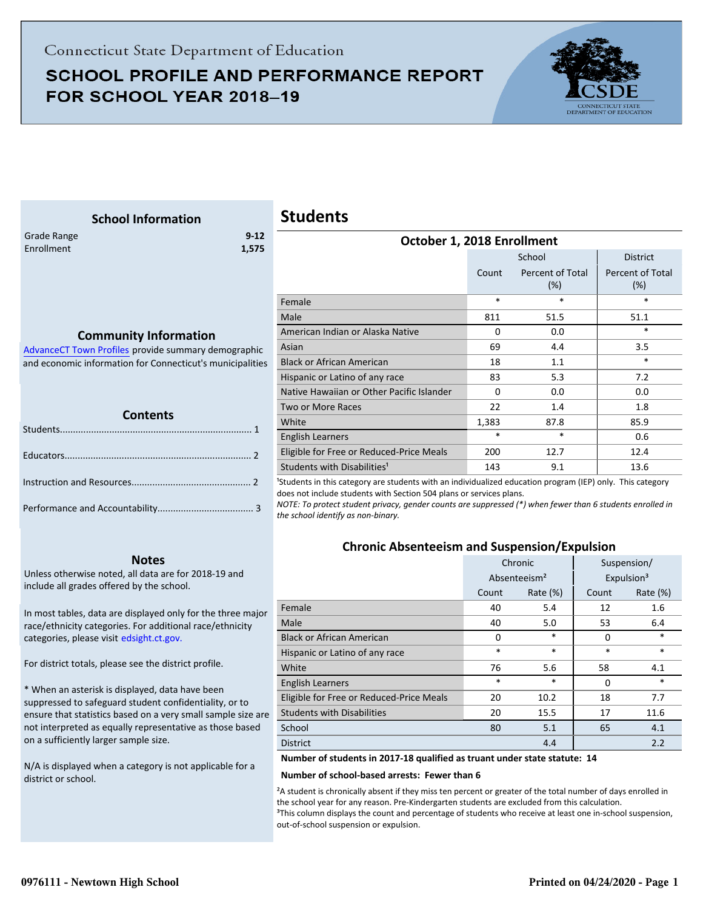Connecticut State Department of Education

# SCHOOL PROFILE AND PERFORMANCE REPORT FOR SCHOOL YEAR 2018–19

### School Information

| | |
|---|---|
| Grade Range | 9-12 |
| Enrollment | 1,575 |

### Community Information

AdvanceCT Town Profiles provide summary demographic and economic information for Connecticut's municipalities

### Contents

Students........................................................................ 1

Educators...................................................................... 2

Instruction and Resources............................................. 2

Performance and Accountability.................................... 3

### Notes

Unless otherwise noted, all data are for 2018-19 and include all grades offered by the school.

In most tables, data are displayed only for the three major race/ethnicity categories. For additional race/ethnicity categories, please visit edsight.ct.gov.

For district totals, please see the district profile.

* When an asterisk is displayed, data have been suppressed to safeguard student confidentiality, or to ensure that statistics based on a very small sample size are not interpreted as equally representative as those based on a sufficiently larger sample size.

N/A is displayed when a category is not applicable for a district or school.

## Students

### October 1, 2018 Enrollment

| | School | | District |
|---|---|---|---|
| | Count | Percent of Total (%) | Percent of Total (%) |
| Female | * | * | * |
| Male | 811 | 51.5 | 51.1 |
| American Indian or Alaska Native | 0 | 0.0 | * |
| Asian | 69 | 4.4 | 3.5 |
| Black or African American | 18 | 1.1 | * |
| Hispanic or Latino of any race | 83 | 5.3 | 7.2 |
| Native Hawaiian or Other Pacific Islander | 0 | 0.0 | 0.0 |
| Two or More Races | 22 | 1.4 | 1.8 |
| White | 1,383 | 87.8 | 85.9 |
| English Learners | * | * | 0.6 |
| Eligible for Free or Reduced-Price Meals | 200 | 12.7 | 12.4 |
| Students with Disabilities[1] | 143 | 9.1 | 13.6 |

[1]Students in this category are students with an individualized education program (IEP) only. This category does not include students with Section 504 plans or services plans.

*NOTE: To protect student privacy, gender counts are suppressed (*) when fewer than 6 students enrolled in the school identify as non-binary.*

### Chronic Absenteeism and Suspension/Expulsion

| | Chronic Absenteeism[2] | | Suspension/ Expulsion[3] | |
|---|---|---|---|---|
| | Count | Rate (%) | Count | Rate (%) |
| Female | 40 | 5.4 | 12 | 1.6 |
| Male | 40 | 5.0 | 53 | 6.4 |
| Black or African American | 0 | * | 0 | * |
| Hispanic or Latino of any race | * | * | * | * |
| White | 76 | 5.6 | 58 | 4.1 |
| English Learners | * | * | 0 | * |
| Eligible for Free or Reduced-Price Meals | 20 | 10.2 | 18 | 7.7 |
| Students with Disabilities | 20 | 15.5 | 17 | 11.6 |
| School | 80 | 5.1 | 65 | 4.1 |
| District | | 4.4 | | 2.2 |

**Number of students in 2017-18 qualified as truant under state statute: 14**

**Number of school-based arrests: Fewer than 6**

[2]A student is chronically absent if they miss ten percent or greater of the total number of days enrolled in the school year for any reason. Pre-Kindergarten students are excluded from this calculation.

[3]This column displays the count and percentage of students who receive at least one in-school suspension, out-of-school suspension or expulsion.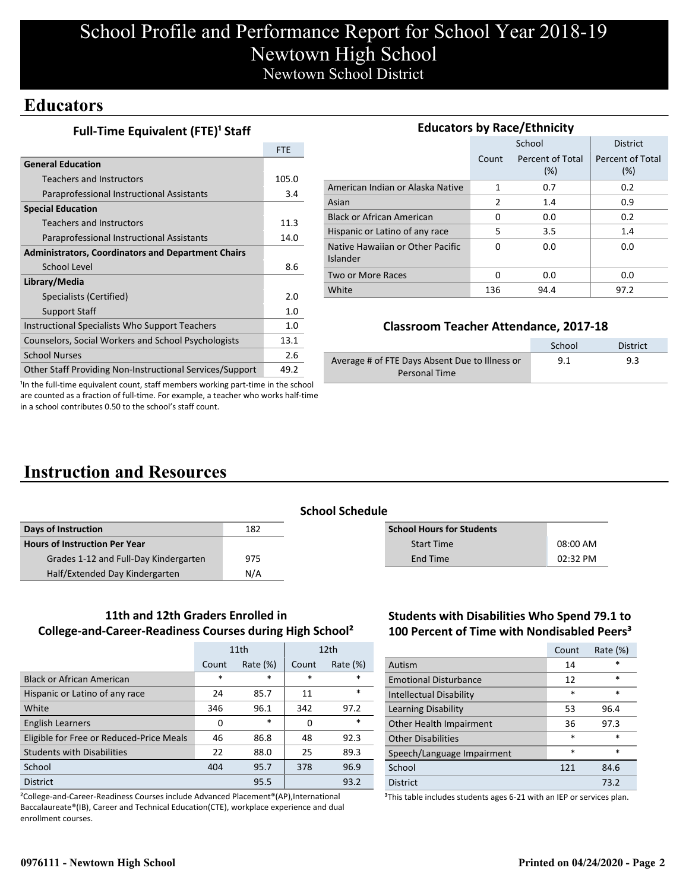# School Profile and Performance Report for School Year 2018-19
# Newtown High School
## Newtown School District

## Educators

### Full-Time Equivalent (FTE)[1] Staff

| | FTE |
|---|---|
| **General Education** | |
| Teachers and Instructors | 105.0 |
| Paraprofessional Instructional Assistants | 3.4 |
| **Special Education** | |
| Teachers and Instructors | 11.3 |
| Paraprofessional Instructional Assistants | 14.0 |
| **Administrators, Coordinators and Department Chairs** | |
| School Level | 8.6 |
| **Library/Media** | |
| Specialists (Certified) | 2.0 |
| Support Staff | 1.0 |
| Instructional Specialists Who Support Teachers | 1.0 |
| Counselors, Social Workers and School Psychologists | 13.1 |
| School Nurses | 2.6 |
| Other Staff Providing Non-Instructional Services/Support | 49.2 |

[1]In the full-time equivalent count, staff members working part-time in the school are counted as a fraction of full-time. For example, a teacher who works half-time in a school contributes 0.50 to the school's staff count.

### Educators by Race/Ethnicity

| | School | | District |
|---|---|---|---|
| | Count | Percent of Total (%) | Percent of Total (%) |
| American Indian or Alaska Native | 1 | 0.7 | 0.2 |
| Asian | 2 | 1.4 | 0.9 |
| Black or African American | 0 | 0.0 | 0.2 |
| Hispanic or Latino of any race | 5 | 3.5 | 1.4 |
| Native Hawaiian or Other Pacific Islander | 0 | 0.0 | 0.0 |
| Two or More Races | 0 | 0.0 | 0.0 |
| White | 136 | 94.4 | 97.2 |

### Classroom Teacher Attendance, 2017-18

| | School | District |
|---|---|---|
| Average # of FTE Days Absent Due to Illness or Personal Time | 9.1 | 9.3 |

## Instruction and Resources

### School Schedule

| | |
|---|---|
| **Days of Instruction** | 182 |
| **Hours of Instruction Per Year** | |
| Grades 1-12 and Full-Day Kindergarten | 975 |
| Half/Extended Day Kindergarten | N/A |

| School Hours for Students | |
|---|---|
| Start Time | 08:00 AM |
| End Time | 02:32 PM |

### 11th and 12th Graders Enrolled in College-and-Career-Readiness Courses during High School[2]

| | 11th | | 12th | |
|---|---|---|---|---|
| | Count | Rate (%) | Count | Rate (%) |
| Black or African American | * | * | * | * |
| Hispanic or Latino of any race | 24 | 85.7 | 11 | * |
| White | 346 | 96.1 | 342 | 97.2 |
| English Learners | 0 | * | 0 | * |
| Eligible for Free or Reduced-Price Meals | 46 | 86.8 | 48 | 92.3 |
| Students with Disabilities | 22 | 88.0 | 25 | 89.3 |
| School | 404 | 95.7 | 378 | 96.9 |
| District | | 95.5 | | 93.2 |

[2]College-and-Career-Readiness Courses include Advanced Placement®(AP),International Baccalaureate®(IB), Career and Technical Education(CTE), workplace experience and dual enrollment courses.

### Students with Disabilities Who Spend 79.1 to 100 Percent of Time with Nondisabled Peers[3]

| | Count | Rate (%) |
|---|---|---|
| Autism | 14 | * |
| Emotional Disturbance | 12 | * |
| Intellectual Disability | * | * |
| Learning Disability | 53 | 96.4 |
| Other Health Impairment | 36 | 97.3 |
| Other Disabilities | * | * |
| Speech/Language Impairment | * | * |
| School | 121 | 84.6 |
| District | | 73.2 |

[3]This table includes students ages 6-21 with an IEP or services plan.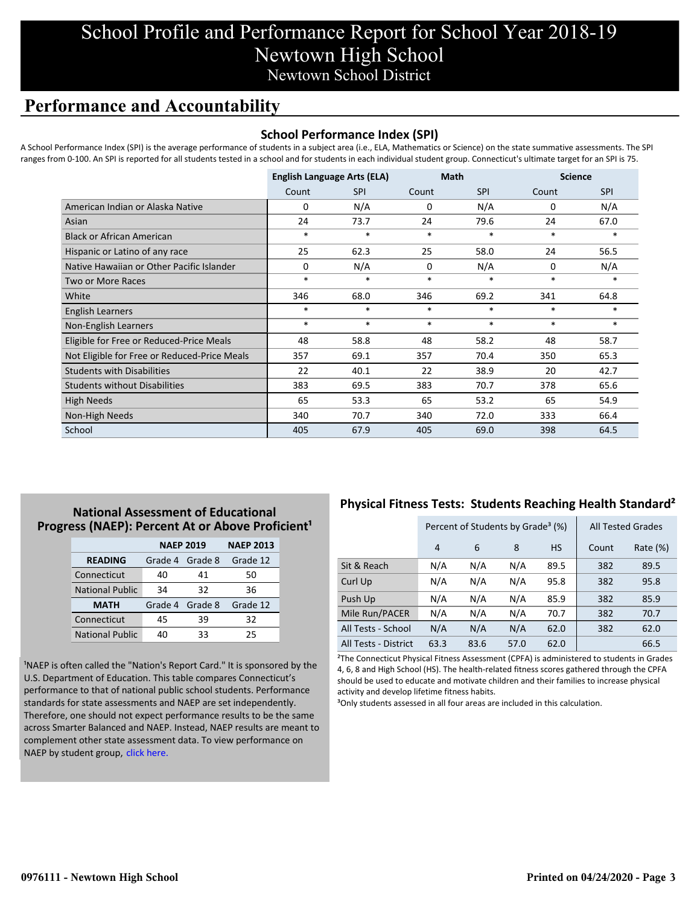# School Profile and Performance Report for School Year 2018-19
# Newtown High School
## Newtown School District

## Performance and Accountability

### School Performance Index (SPI)

A School Performance Index (SPI) is the average performance of students in a subject area (i.e., ELA, Mathematics or Science) on the state summative assessments. The SPI ranges from 0-100. An SPI is reported for all students tested in a school and for students in each individual student group. Connecticut's ultimate target for an SPI is 75.

| | English Language Arts (ELA) | | Math | | Science | |
|---|---|---|---|---|---|---|
| | Count | SPI | Count | SPI | Count | SPI |
| American Indian or Alaska Native | 0 | N/A | 0 | N/A | 0 | N/A |
| Asian | 24 | 73.7 | 24 | 79.6 | 24 | 67.0 |
| Black or African American | * | * | * | * | * | * |
| Hispanic or Latino of any race | 25 | 62.3 | 25 | 58.0 | 24 | 56.5 |
| Native Hawaiian or Other Pacific Islander | 0 | N/A | 0 | N/A | 0 | N/A |
| Two or More Races | * | * | * | * | * | * |
| White | 346 | 68.0 | 346 | 69.2 | 341 | 64.8 |
| English Learners | * | * | * | * | * | * |
| Non-English Learners | * | * | * | * | * | * |
| Eligible for Free or Reduced-Price Meals | 48 | 58.8 | 48 | 58.2 | 48 | 58.7 |
| Not Eligible for Free or Reduced-Price Meals | 357 | 69.1 | 357 | 70.4 | 350 | 65.3 |
| Students with Disabilities | 22 | 40.1 | 22 | 38.9 | 20 | 42.7 |
| Students without Disabilities | 383 | 69.5 | 383 | 70.7 | 378 | 65.6 |
| High Needs | 65 | 53.3 | 65 | 53.2 | 65 | 54.9 |
| Non-High Needs | 340 | 70.7 | 340 | 72.0 | 333 | 66.4 |
| School | 405 | 67.9 | 405 | 69.0 | 398 | 64.5 |

### National Assessment of Educational Progress (NAEP): Percent At or Above Proficient[1]

| | NAEP 2019 | | NAEP 2013 |
|---|---|---|---|
| **READING** | Grade 4 | Grade 8 | Grade 12 |
| Connecticut | 40 | 41 | 50 |
| National Public | 34 | 32 | 36 |
| **MATH** | Grade 4 | Grade 8 | Grade 12 |
| Connecticut | 45 | 39 | 32 |
| National Public | 40 | 33 | 25 |

[1]NAEP is often called the "Nation's Report Card." It is sponsored by the U.S. Department of Education. This table compares Connecticut's performance to that of national public school students. Performance standards for state assessments and NAEP are set independently. Therefore, one should not expect performance results to be the same across Smarter Balanced and NAEP. Instead, NAEP results are meant to complement other state assessment data. To view performance on NAEP by student group, click here.

### Physical Fitness Tests: Students Reaching Health Standard[2]

| | Percent of Students by Grade[3] (%) | | | | All Tested Grades | |
|---|---|---|---|---|---|---|
| | 4 | 6 | 8 | HS | Count | Rate (%) |
| Sit & Reach | N/A | N/A | N/A | 89.5 | 382 | 89.5 |
| Curl Up | N/A | N/A | N/A | 95.8 | 382 | 95.8 |
| Push Up | N/A | N/A | N/A | 85.9 | 382 | 85.9 |
| Mile Run/PACER | N/A | N/A | N/A | 70.7 | 382 | 70.7 |
| All Tests - School | N/A | N/A | N/A | 62.0 | 382 | 62.0 |
| All Tests - District | 63.3 | 83.6 | 57.0 | 62.0 | | 66.5 |

[2]The Connecticut Physical Fitness Assessment (CPFA) is administered to students in Grades 4, 6, 8 and High School (HS). The health-related fitness scores gathered through the CPFA should be used to educate and motivate children and their families to increase physical activity and develop lifetime fitness habits.

[3]Only students assessed in all four areas are included in this calculation.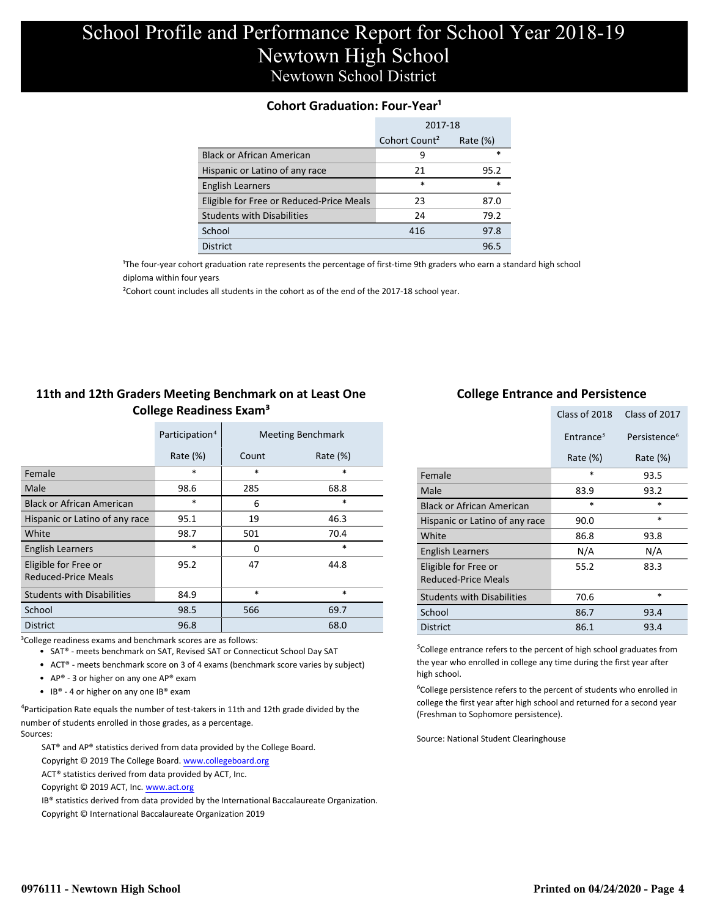# School Profile and Performance Report for School Year 2018-19
## Newtown High School
### Newtown School District

### Cohort Graduation: Four-Year[1]

| | 2017-18 | |
|---|---|---|
| | Cohort Count[2] | Rate (%) |
| Black or African American | 9 | * |
| Hispanic or Latino of any race | 21 | 95.2 |
| English Learners | * | * |
| Eligible for Free or Reduced-Price Meals | 23 | 87.0 |
| Students with Disabilities | 24 | 79.2 |
| School | 416 | 97.8 |
| District | | 96.5 |

[1]The four-year cohort graduation rate represents the percentage of first-time 9th graders who earn a standard high school diploma within four years

[2]Cohort count includes all students in the cohort as of the end of the 2017-18 school year.

### 11th and 12th Graders Meeting Benchmark on at Least One College Readiness Exam[3]

| | Participation[4] | Meeting Benchmark | |
|---|---|---|---|
| | Rate (%) | Count | Rate (%) |
| Female | * | * | * |
| Male | 98.6 | 285 | 68.8 |
| Black or African American | * | 6 | * |
| Hispanic or Latino of any race | 95.1 | 19 | 46.3 |
| White | 98.7 | 501 | 70.4 |
| English Learners | * | 0 | * |
| Eligible for Free or Reduced-Price Meals | 95.2 | 47 | 44.8 |
| Students with Disabilities | 84.9 | * | * |
| School | 98.5 | 566 | 69.7 |
| District | 96.8 | | 68.0 |

[3]College readiness exams and benchmark scores are as follows:

- SAT® - meets benchmark on SAT, Revised SAT or Connecticut School Day SAT
- ACT® - meets benchmark score on 3 of 4 exams (benchmark score varies by subject)
- AP® - 3 or higher on any one AP® exam
- IB® - 4 or higher on any one IB® exam

[4]Participation Rate equals the number of test-takers in 11th and 12th grade divided by the number of students enrolled in those grades, as a percentage.

Sources:

SAT® and AP® statistics derived from data provided by the College Board.
Copyright © 2019 The College Board. www.collegeboard.org
ACT® statistics derived from data provided by ACT, Inc.
Copyright © 2019 ACT, Inc. www.act.org
IB® statistics derived from data provided by the International Baccalaureate Organization.
Copyright © International Baccalaureate Organization 2019

### College Entrance and Persistence

| | Class of 2018 | Class of 2017 |
|---|---|---|
| | Entrance[5] | Persistence[6] |
| | Rate (%) | Rate (%) |
| Female | * | 93.5 |
| Male | 83.9 | 93.2 |
| Black or African American | * | * |
| Hispanic or Latino of any race | 90.0 | * |
| White | 86.8 | 93.8 |
| English Learners | N/A | N/A |
| Eligible for Free or Reduced-Price Meals | 55.2 | 83.3 |
| Students with Disabilities | 70.6 | * |
| School | 86.7 | 93.4 |
| District | 86.1 | 93.4 |

[5]College entrance refers to the percent of high school graduates from the year who enrolled in college any time during the first year after high school.

[6]College persistence refers to the percent of students who enrolled in college the first year after high school and returned for a second year (Freshman to Sophomore persistence).

Source: National Student Clearinghouse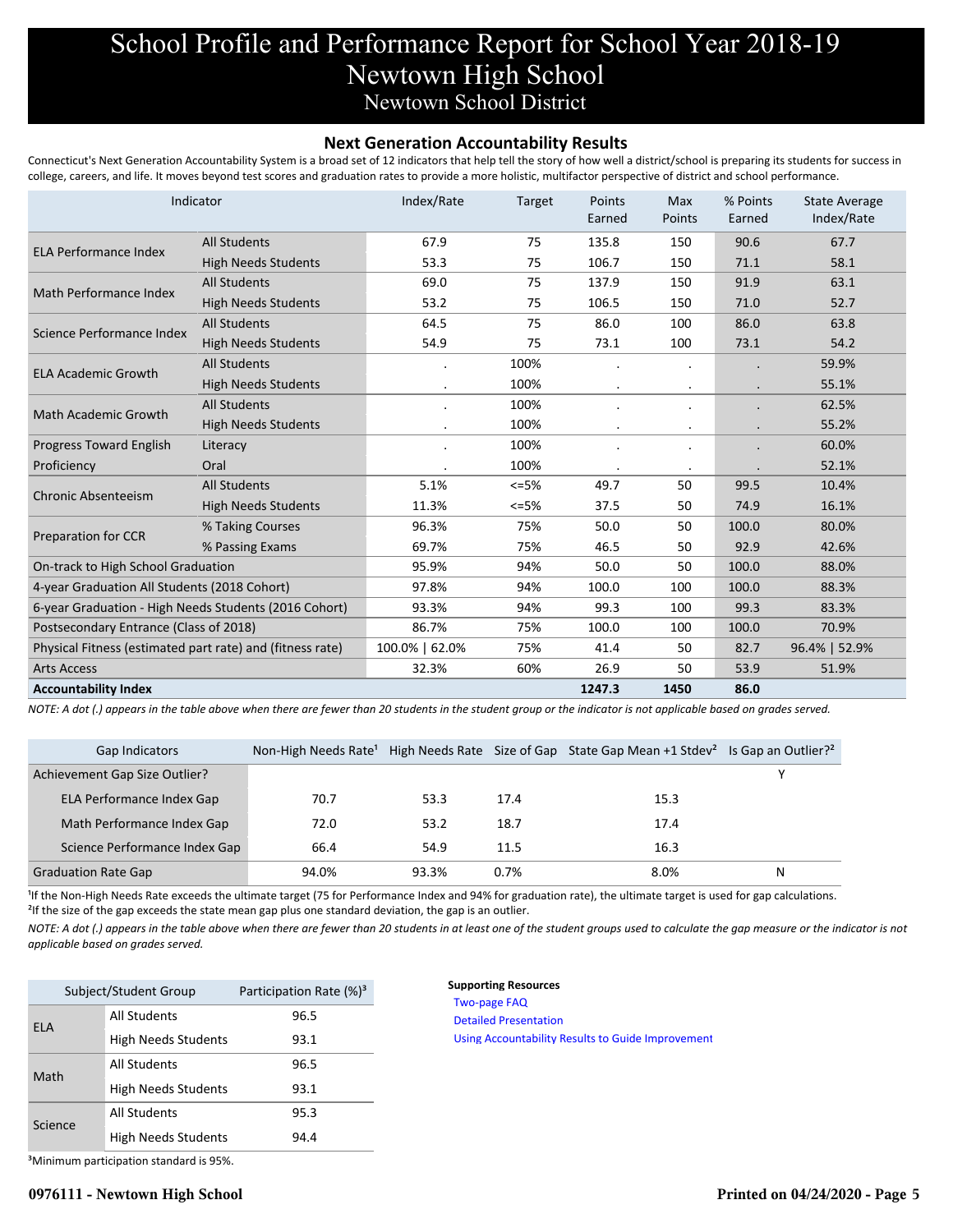# School Profile and Performance Report for School Year 2018-19
# Newtown High School
## Newtown School District

### Next Generation Accountability Results

Connecticut's Next Generation Accountability System is a broad set of 12 indicators that help tell the story of how well a district/school is preparing its students for success in college, careers, and life. It moves beyond test scores and graduation rates to provide a more holistic, multifactor perspective of district and school performance.

| Indicator | | Index/Rate | Target | Points Earned | Max Points | % Points Earned | State Average Index/Rate |
|---|---|---|---|---|---|---|---|
| ELA Performance Index | All Students | 67.9 | 75 | 135.8 | 150 | 90.6 | 67.7 |
| | High Needs Students | 53.3 | 75 | 106.7 | 150 | 71.1 | 58.1 |
| Math Performance Index | All Students | 69.0 | 75 | 137.9 | 150 | 91.9 | 63.1 |
| | High Needs Students | 53.2 | 75 | 106.5 | 150 | 71.0 | 52.7 |
| Science Performance Index | All Students | 64.5 | 75 | 86.0 | 100 | 86.0 | 63.8 |
| | High Needs Students | 54.9 | 75 | 73.1 | 100 | 73.1 | 54.2 |
| ELA Academic Growth | All Students | . | 100% | . | . | . | 59.9% |
| | High Needs Students | . | 100% | . | . | . | 55.1% |
| Math Academic Growth | All Students | . | 100% | . | . | . | 62.5% |
| | High Needs Students | . | 100% | . | . | . | 55.2% |
| Progress Toward English Proficiency | Literacy | . | 100% | . | . | . | 60.0% |
| | Oral | . | 100% | . | . | . | 52.1% |
| Chronic Absenteeism | All Students | 5.1% | <=5% | 49.7 | 50 | 99.5 | 10.4% |
| | High Needs Students | 11.3% | <=5% | 37.5 | 50 | 74.9 | 16.1% |
| Preparation for CCR | % Taking Courses | 96.3% | 75% | 50.0 | 50 | 100.0 | 80.0% |
| | % Passing Exams | 69.7% | 75% | 46.5 | 50 | 92.9 | 42.6% |
| On-track to High School Graduation | | 95.9% | 94% | 50.0 | 50 | 100.0 | 88.0% |
| 4-year Graduation All Students (2018 Cohort) | | 97.8% | 94% | 100.0 | 100 | 100.0 | 88.3% |
| 6-year Graduation - High Needs Students (2016 Cohort) | | 93.3% | 94% | 99.3 | 100 | 99.3 | 83.3% |
| Postsecondary Entrance (Class of 2018) | | 86.7% | 75% | 100.0 | 100 | 100.0 | 70.9% |
| Physical Fitness (estimated part rate) and (fitness rate) | | 100.0% \| 62.0% | 75% | 41.4 | 50 | 82.7 | 96.4% \| 52.9% |
| Arts Access | | 32.3% | 60% | 26.9 | 50 | 53.9 | 51.9% |
| **Accountability Index** | | | | **1247.3** | **1450** | **86.0** | |

*NOTE: A dot (.) appears in the table above when there are fewer than 20 students in the student group or the indicator is not applicable based on grades served.*

| Gap Indicators | Non-High Needs Rate[1] | High Needs Rate | Size of Gap | State Gap Mean +1 Stdev[2] | Is Gap an Outlier?[2] |
|---|---|---|---|---|---|
| Achievement Gap Size Outlier? | | | | | Y |
| ELA Performance Index Gap | 70.7 | 53.3 | 17.4 | 15.3 | |
| Math Performance Index Gap | 72.0 | 53.2 | 18.7 | 17.4 | |
| Science Performance Index Gap | 66.4 | 54.9 | 11.5 | 16.3 | |
| Graduation Rate Gap | 94.0% | 93.3% | 0.7% | 8.0% | N |

[1]If the Non-High Needs Rate exceeds the ultimate target (75 for Performance Index and 94% for graduation rate), the ultimate target is used for gap calculations.
[2]If the size of the gap exceeds the state mean gap plus one standard deviation, the gap is an outlier.

*NOTE: A dot (.) appears in the table above when there are fewer than 20 students in at least one of the student groups used to calculate the gap measure or the indicator is not applicable based on grades served.*

| Subject/Student Group | | Participation Rate (%)[3] |
|---|---|---|
| ELA | All Students | 96.5 |
| | High Needs Students | 93.1 |
| Math | All Students | 96.5 |
| | High Needs Students | 93.1 |
| Science | All Students | 95.3 |
| | High Needs Students | 94.4 |

[3]Minimum participation standard is 95%.

**Supporting Resources**

- Two-page FAQ
- Detailed Presentation
- Using Accountability Results to Guide Improvement